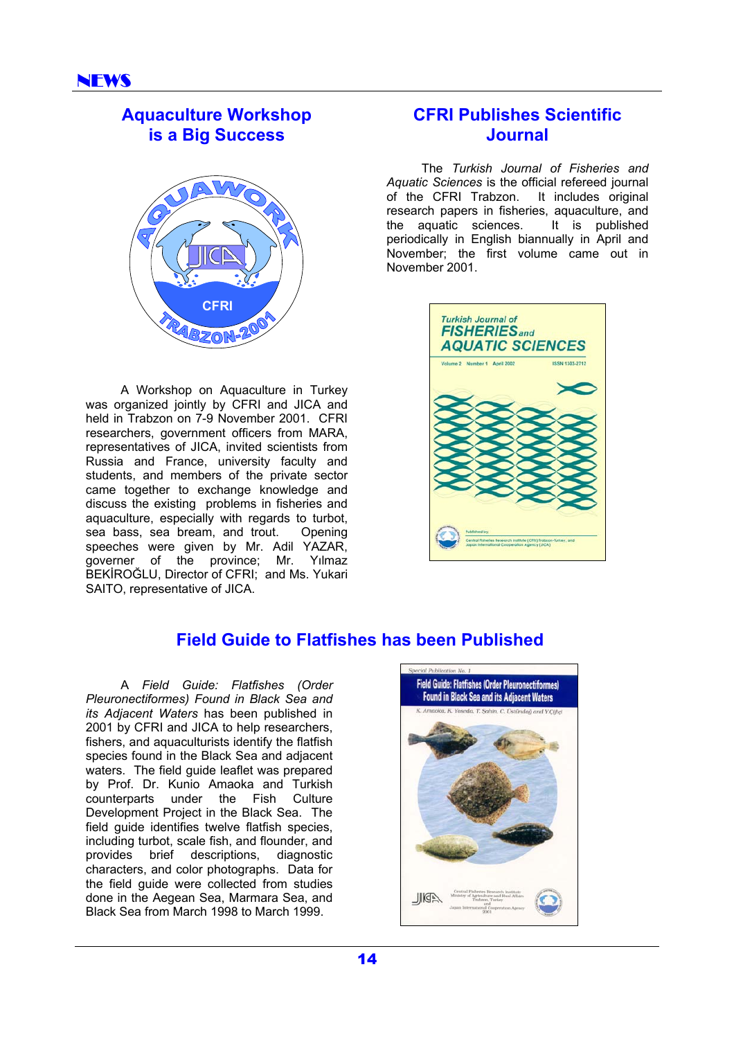# NEWS

## Aquaculture Workshop is a Big Success

A Workshop on Aquaculture in Turkey was organized jointly by CFRI and JICA and held in Trabzon on 7-9 November 2001. CFRI researchers, government officers from MARA, representatives of JICA, invited scientists from Russia and France, university faculty and students, and members of the private sector came together to exchange knowledge and discuss the existing problems in fisheries and aquaculture, especially with regards to turbot, sea bass, sea bream, and trout. Opening speeches were given by Mr. Adil YAZAR, governer of the province; Mr. Yılmaz BEKİROĞLU, Director of CFRI; and Ms. Yukari SAITO, representative of JICA.

## CFRI Publishes Scientific Journal

The *Turkish Journal of Fisheries and Aquatic Sciences* is the official refereed journal of the CFRI Trabzon. It includes original research papers in fisheries, aquaculture, and the aquatic sciences. It is published periodically in English biannually in April and November; the first volume came out in November 2001.

## Field Guide to Flatfishes has been Published

A *Field Guide: Flatfishes (Order Pleuronectiformes) Found in Black Sea and its Adjacent Waters* has been published in 2001 by CFRI and JICA to help researchers, fishers, and aquaculturists identify the flatfish species found in the Black Sea and adjacent waters. The field guide leaflet was prepared by Prof. Dr. Kunio Amaoka and Turkish counterparts under the Fish Culture Development Project in the Black Sea. The field guide identifies twelve flatfish species, including turbot, scale fish, and flounder, and provides brief descriptions, diagnostic characters, and color photographs. Data for the field guide were collected from studies done in the Aegean Sea, Marmara Sea, and Black Sea from March 1998 to March 1999.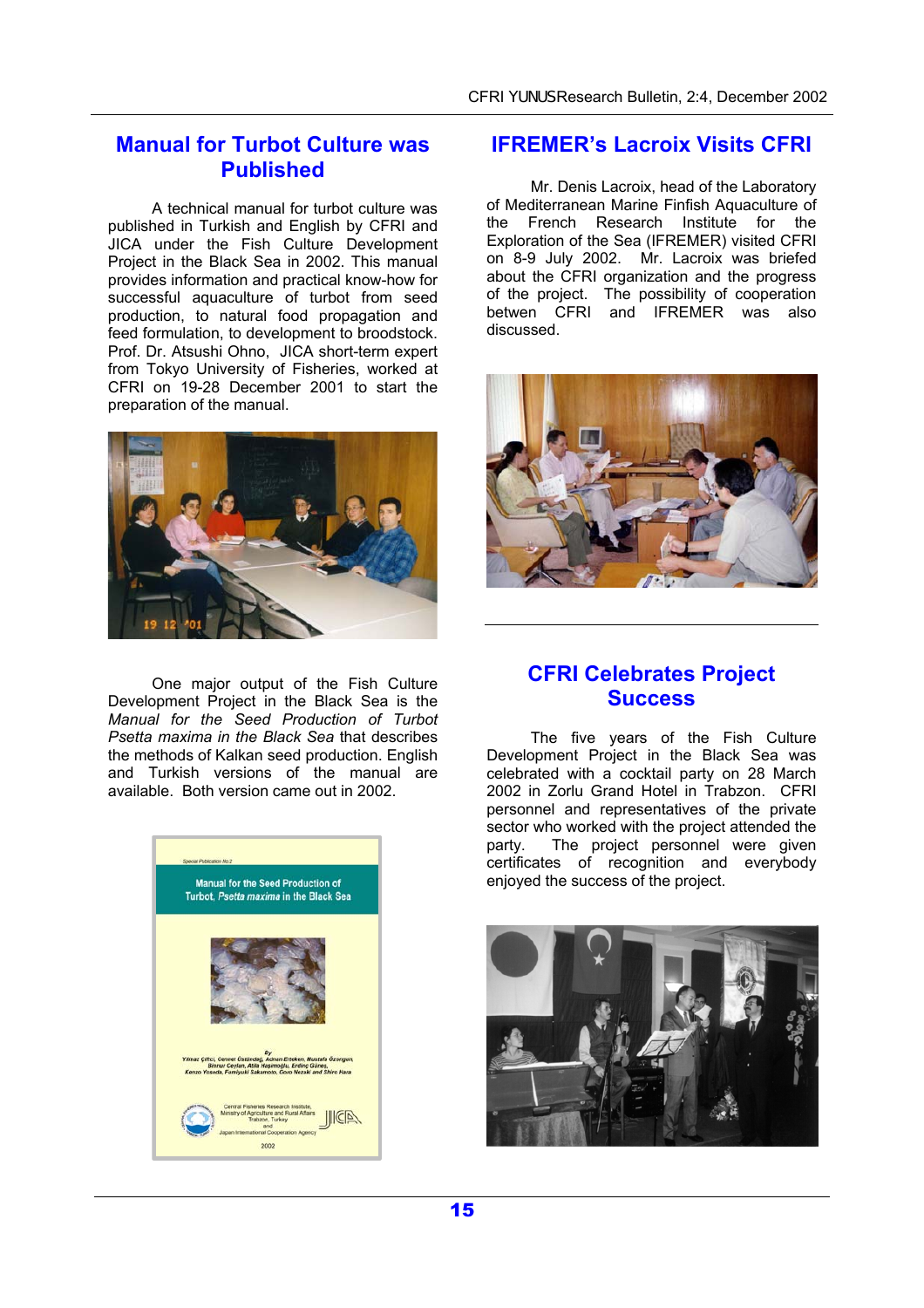## Manual for Turbot Culture was Published

A technical manual for turbot culture was published in Turkish and English by CFRI and JICA under the Fish Culture Development Project in the Black Sea in 2002. This manual provides information and practical know-how for successful aquaculture of turbot from seed production, to natural food propagation and feed formulation, to development to broodstock. Prof. Dr. Atsushi Ohno, JICA short-term expert from Tokyo University of Fisheries, worked at CFRI on 19-28 December 2001 to start the preparation of the manual.

One major output of the Fish Culture Development Project in the Black Sea is the *Manual for the Seed Production of Turbot Psetta maxima in the Black Sea* that describes the methods of Kalkan seed production. English and Turkish versions of the manual are available. Both version came out in 2002.

## IFREMER's Lacroix Visits CFRI

Mr. Denis Lacroix, head of the Laboratory of Mediterranean Marine Finfish Aquaculture of the French Research Institute for the Exploration of the Sea (IFREMER) visited CFRI on 8-9 July 2002. Mr. Lacroix was briefed about the CFRI organization and the progress of the project. The possibility of cooperation betwen CFRI and IFREMER was also discussed.

## CFRI Celebrates Project Success

The five years of the Fish Culture Development Project in the Black Sea was celebrated with a cocktail party on 28 March 2002 in Zorlu Grand Hotel in Trabzon. CFRI personnel and representatives of the private sector who worked with the project attended the party. The project personnel were given certificates of recognition and everybody enjoyed the success of the project.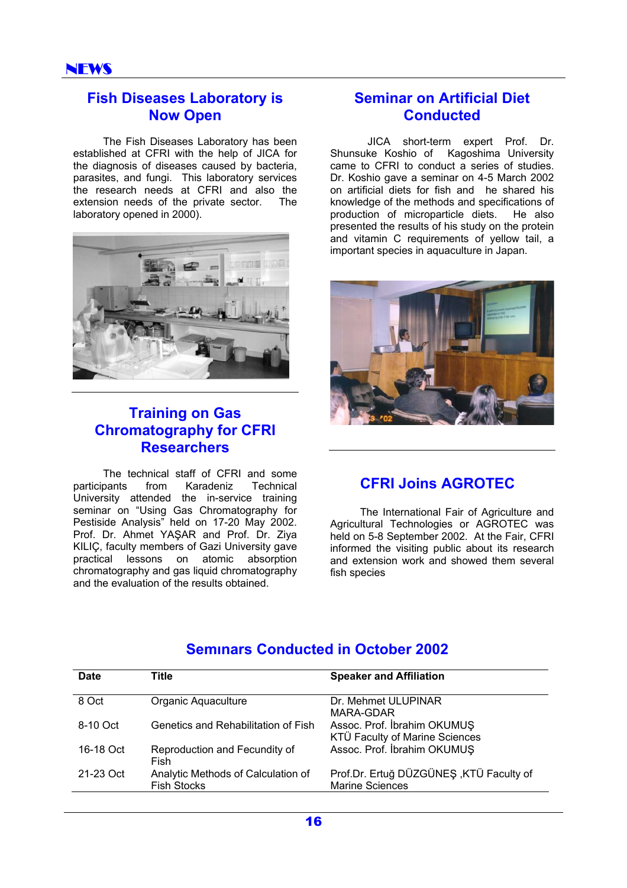# NEWS

## Fish Diseases Laboratory is Now Open

The Fish Diseases Laboratory has been established at CFRI with the help of JICA for the diagnosis of diseases caused by bacteria, parasites, and fungi. This laboratory services the research needs at CFRI and also the extension needs of the private sector. The laboratory opened in 2000).

## Training on Gas Chromatography for CFRI Researchers

The technical staff of CFRI and some participants from Karadeniz Technical University attended the in-service training seminar on "Using Gas Chromatography for Pestiside Analysis" held on 17-20 May 2002. Prof. Dr. Ahmet YAŞAR and Prof. Dr. Ziya KILIÇ, faculty members of Gazi University gave practical lessons on atomic absorption chromatography and gas liquid chromatography and the evaluation of the results obtained.

## Seminar on Artificial Diet Conducted

JICA short-term expert Prof. Dr. Shunsuke Koshio of Kagoshima University came to CFRI to conduct a series of studies. Dr. Koshio gave a seminar on 4-5 March 2002 on artificial diets for fish and he shared his knowledge of the methods and specifications of production of microparticle diets. He also presented the results of his study on the protein and vitamin C requirements of yellow tail, a important species in aquaculture in Japan.

## CFRI Joins AGROTEC

The International Fair of Agriculture and Agricultural Technologies or AGROTEC was held on 5-8 September 2002. At the Fair, CFRI informed the visiting public about its research and extension work and showed them several fish species

## Semınars Conducted in October 2002

| Date | Title | Speaker and Affiliation |
|---|---|---|
| 8 Oct | Organic Aquaculture | Dr. Mehmet ULUPINAR MARA-GDAR |
| 8-10 Oct | Genetics and Rehabilitation of Fish | Assoc. Prof. İbrahim OKUMUŞ KTÜ Faculty of Marine Sciences |
| 16-18 Oct | Reproduction and Fecundity of Fish | Assoc. Prof. İbrahim OKUMUŞ |
| 21-23 Oct | Analytic Methods of Calculation of Fish Stocks | Prof.Dr. Ertuğ DÜZGÜNEŞ ,KTÜ Faculty of Marine Sciences |